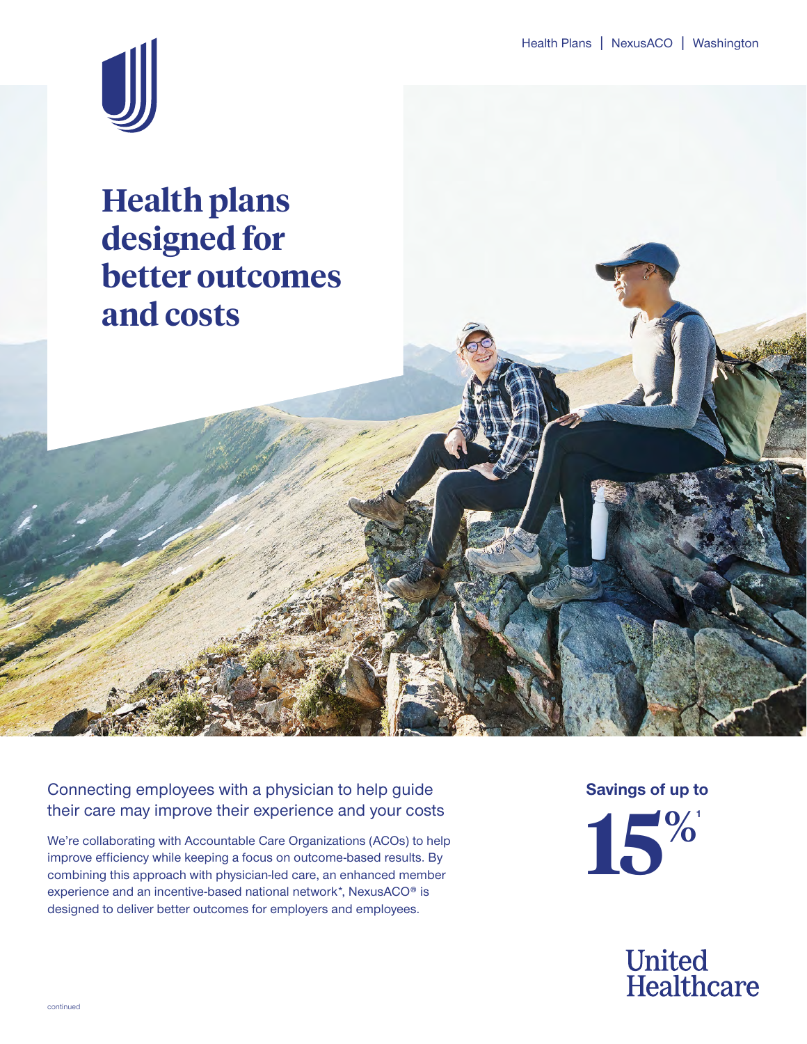Health Plans | NexusACO | Washington

# Health plans designed for better outcomes and costs

## Connecting employees with a physician to help guide their care may improve their experience and your costs

We're collaborating with Accountable Care Organizations (ACOs) to help improve efficiency while keeping a focus on outcome-based results. By combining this approach with physician-led care, an enhanced member experience and an incentive-based national network*, NexusACO® is designed to deliver better outcomes for employers and employees.

**Savings of up to**

**15%**[1]

United Healthcare

continued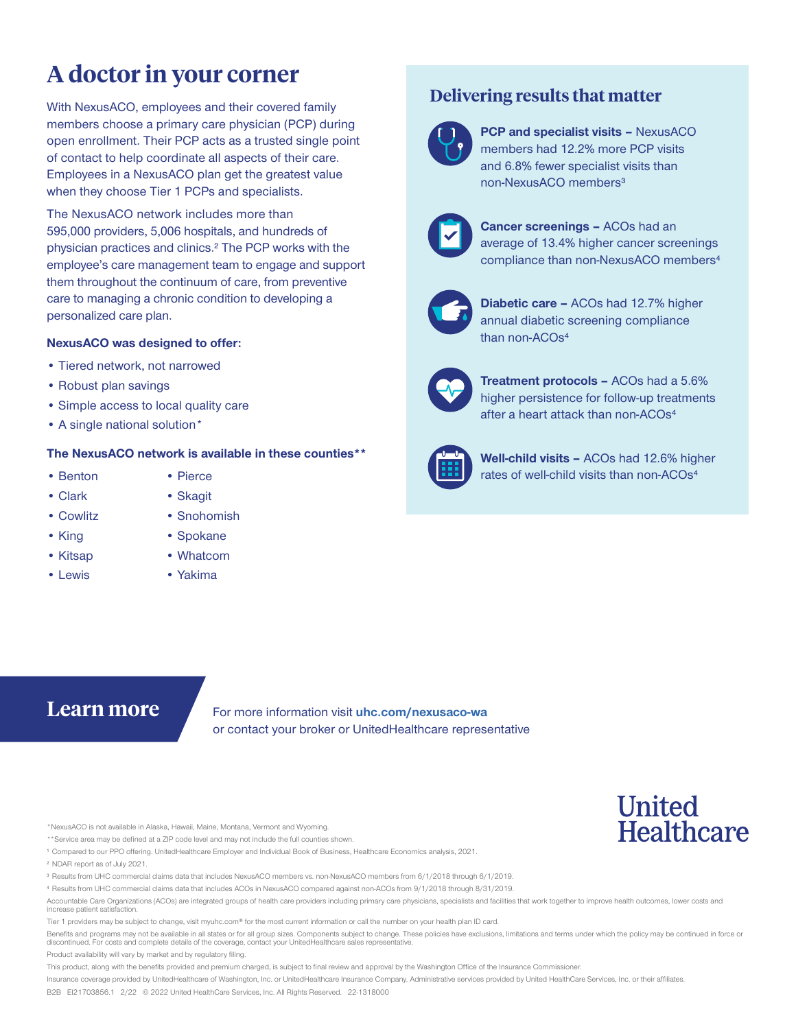# A doctor in your corner

With NexusACO, employees and their covered family members choose a primary care physician (PCP) during open enrollment. Their PCP acts as a trusted single point of contact to help coordinate all aspects of their care. Employees in a NexusACO plan get the greatest value when they choose Tier 1 PCPs and specialists.

The NexusACO network includes more than 595,000 providers, 5,006 hospitals, and hundreds of physician practices and clinics.[2] The PCP works with the employee's care management team to engage and support them throughout the continuum of care, from preventive care to managing a chronic condition to developing a personalized care plan.

**NexusACO was designed to offer:**

- Tiered network, not narrowed
- Robust plan savings
- Simple access to local quality care
- A single national solution*

**The NexusACO network is available in these counties****

- Benton
- Clark
- Cowlitz
- King
- Kitsap
- Lewis
- Pierce
- Skagit
- Snohomish
- Spokane
- Whatcom
- Yakima

## Delivering results that matter

**PCP and specialist visits –** NexusACO members had 12.2% more PCP visits and 6.8% fewer specialist visits than non-NexusACO members[3]

**Cancer screenings –** ACOs had an average of 13.4% higher cancer screenings compliance than non-NexusACO members[4]

**Diabetic care –** ACOs had 12.7% higher annual diabetic screening compliance than non-ACOs[4]

**Treatment protocols –** ACOs had a 5.6% higher persistence for follow-up treatments after a heart attack than non-ACOs[4]

**Well-child visits –** ACOs had 12.6% higher rates of well-child visits than non-ACOs[4]

## Learn more

For more information visit **uhc.com/nexusaco-wa** or contact your broker or UnitedHealthcare representative

United Healthcare

*NexusACO is not available in Alaska, Hawaii, Maine, Montana, Vermont and Wyoming.

**Service area may be defined at a ZIP code level and may not include the full counties shown.

[1] Compared to our PPO offering. UnitedHealthcare Employer and Individual Book of Business, Healthcare Economics analysis, 2021.

[2] NDAR report as of July 2021.

[3] Results from UHC commercial claims data that includes NexusACO members vs. non-NexusACO members from 6/1/2018 through 6/1/2019.

[4] Results from UHC commercial claims data that includes ACOs in NexusACO compared against non-ACOs from 9/1/2018 through 8/31/2019.

Accountable Care Organizations (ACOs) are integrated groups of health care providers including primary care physicians, specialists and facilities that work together to improve health outcomes, lower costs and increase patient satisfaction.

Tier 1 providers may be subject to change, visit myuhc.com® for the most current information or call the number on your health plan ID card.

Benefits and programs may not be available in all states or for all group sizes. Components subject to change. These policies have exclusions, limitations and terms under which the policy may be continued in force or discontinued. For costs and complete details of the coverage, contact your UnitedHealthcare sales representative.

Product availability will vary by market and by regulatory filing.

This product, along with the benefits provided and premium charged, is subject to final review and approval by the Washington Office of the Insurance Commissioner.

Insurance coverage provided by UnitedHealthcare of Washington, Inc. or UnitedHealthcare Insurance Company. Administrative services provided by United HealthCare Services, Inc. or their affiliates.

B2B EI21703856.1 2/22 © 2022 United HealthCare Services, Inc. All Rights Reserved. 22-1318000